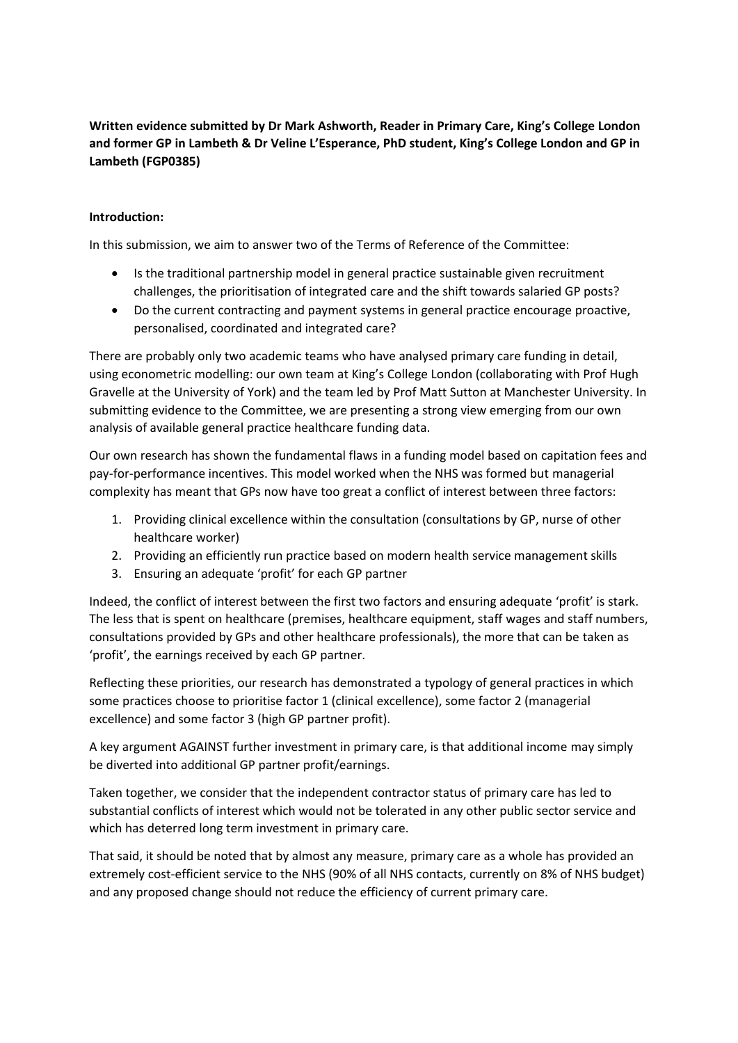**Written evidence submitted by Dr Mark Ashworth, Reader in Primary Care, King's College London and former GP in Lambeth & Dr Veline L'Esperance, PhD student, King's College London and GP in Lambeth (FGP0385)**

**Introduction:**

In this submission, we aim to answer two of the Terms of Reference of the Committee:

- Is the traditional partnership model in general practice sustainable given recruitment challenges, the prioritisation of integrated care and the shift towards salaried GP posts?
- Do the current contracting and payment systems in general practice encourage proactive, personalised, coordinated and integrated care?

There are probably only two academic teams who have analysed primary care funding in detail, using econometric modelling: our own team at King's College London (collaborating with Prof Hugh Gravelle at the University of York) and the team led by Prof Matt Sutton at Manchester University. In submitting evidence to the Committee, we are presenting a strong view emerging from our own analysis of available general practice healthcare funding data.

Our own research has shown the fundamental flaws in a funding model based on capitation fees and pay-for-performance incentives. This model worked when the NHS was formed but managerial complexity has meant that GPs now have too great a conflict of interest between three factors:

1. Providing clinical excellence within the consultation (consultations by GP, nurse of other healthcare worker)
2. Providing an efficiently run practice based on modern health service management skills
3. Ensuring an adequate 'profit' for each GP partner

Indeed, the conflict of interest between the first two factors and ensuring adequate 'profit' is stark. The less that is spent on healthcare (premises, healthcare equipment, staff wages and staff numbers, consultations provided by GPs and other healthcare professionals), the more that can be taken as 'profit', the earnings received by each GP partner.

Reflecting these priorities, our research has demonstrated a typology of general practices in which some practices choose to prioritise factor 1 (clinical excellence), some factor 2 (managerial excellence) and some factor 3 (high GP partner profit).

A key argument AGAINST further investment in primary care, is that additional income may simply be diverted into additional GP partner profit/earnings.

Taken together, we consider that the independent contractor status of primary care has led to substantial conflicts of interest which would not be tolerated in any other public sector service and which has deterred long term investment in primary care.

That said, it should be noted that by almost any measure, primary care as a whole has provided an extremely cost-efficient service to the NHS (90% of all NHS contacts, currently on 8% of NHS budget) and any proposed change should not reduce the efficiency of current primary care.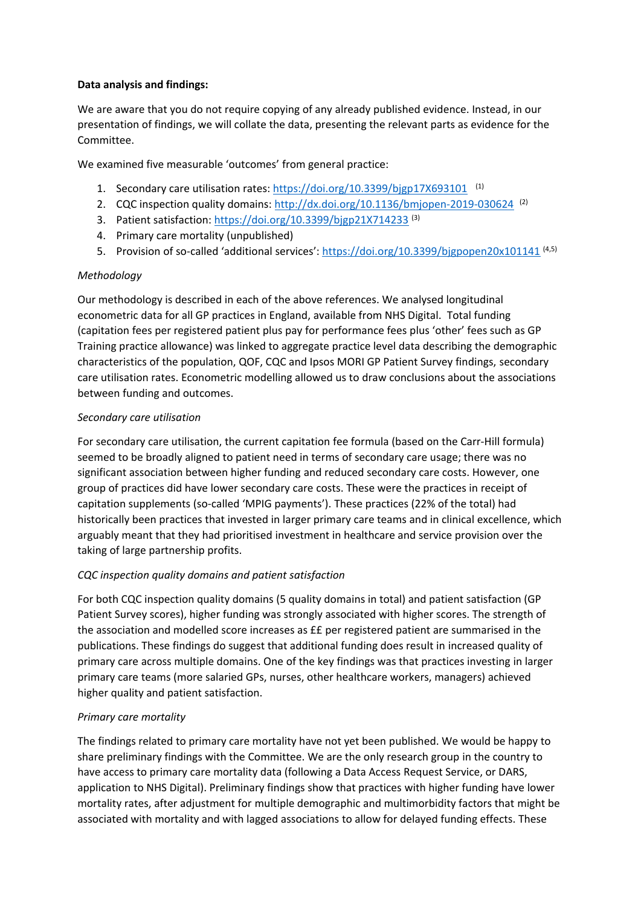**Data analysis and findings:**

We are aware that you do not require copying of any already published evidence. Instead, in our presentation of findings, we will collate the data, presenting the relevant parts as evidence for the Committee.

We examined five measurable 'outcomes' from general practice:

1. Secondary care utilisation rates: https://doi.org/10.3399/bjgp17X693101 [1]
2. CQC inspection quality domains: http://dx.doi.org/10.1136/bmjopen-2019-030624 [2]
3. Patient satisfaction: https://doi.org/10.3399/bjgp21X714233 [3]
4. Primary care mortality (unpublished)
5. Provision of so-called 'additional services': https://doi.org/10.3399/bjgpopen20x101141 [4,5]

*Methodology*

Our methodology is described in each of the above references. We analysed longitudinal econometric data for all GP practices in England, available from NHS Digital. Total funding (capitation fees per registered patient plus pay for performance fees plus 'other' fees such as GP Training practice allowance) was linked to aggregate practice level data describing the demographic characteristics of the population, QOF, CQC and Ipsos MORI GP Patient Survey findings, secondary care utilisation rates. Econometric modelling allowed us to draw conclusions about the associations between funding and outcomes.

*Secondary care utilisation*

For secondary care utilisation, the current capitation fee formula (based on the Carr-Hill formula) seemed to be broadly aligned to patient need in terms of secondary care usage; there was no significant association between higher funding and reduced secondary care costs. However, one group of practices did have lower secondary care costs. These were the practices in receipt of capitation supplements (so-called 'MPIG payments'). These practices (22% of the total) had historically been practices that invested in larger primary care teams and in clinical excellence, which arguably meant that they had prioritised investment in healthcare and service provision over the taking of large partnership profits.

*CQC inspection quality domains and patient satisfaction*

For both CQC inspection quality domains (5 quality domains in total) and patient satisfaction (GP Patient Survey scores), higher funding was strongly associated with higher scores. The strength of the association and modelled score increases as ££ per registered patient are summarised in the publications. These findings do suggest that additional funding does result in increased quality of primary care across multiple domains. One of the key findings was that practices investing in larger primary care teams (more salaried GPs, nurses, other healthcare workers, managers) achieved higher quality and patient satisfaction.

*Primary care mortality*

The findings related to primary care mortality have not yet been published. We would be happy to share preliminary findings with the Committee. We are the only research group in the country to have access to primary care mortality data (following a Data Access Request Service, or DARS, application to NHS Digital). Preliminary findings show that practices with higher funding have lower mortality rates, after adjustment for multiple demographic and multimorbidity factors that might be associated with mortality and with lagged associations to allow for delayed funding effects. These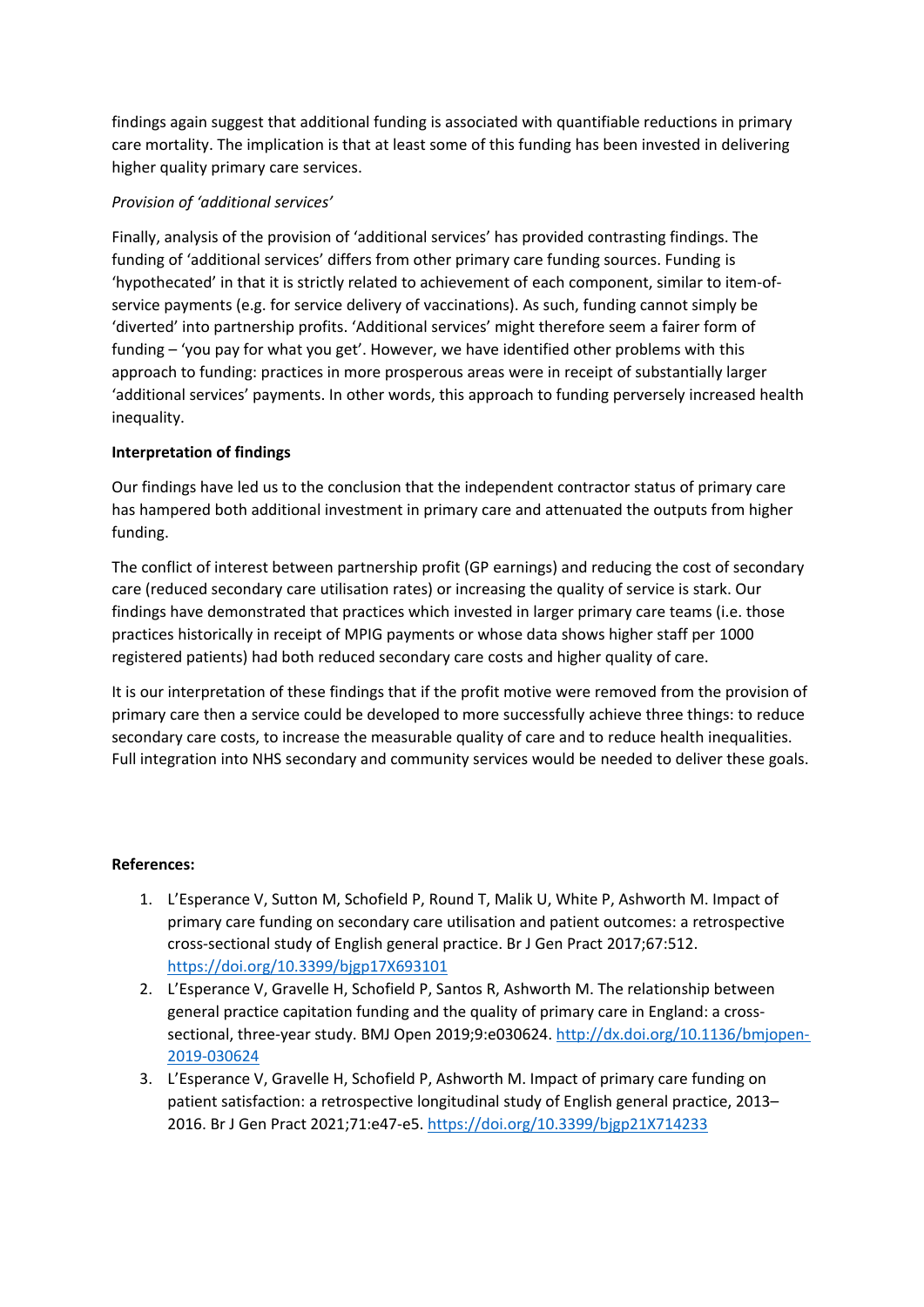findings again suggest that additional funding is associated with quantifiable reductions in primary care mortality. The implication is that at least some of this funding has been invested in delivering higher quality primary care services.

*Provision of 'additional services'*

Finally, analysis of the provision of 'additional services' has provided contrasting findings. The funding of 'additional services' differs from other primary care funding sources. Funding is 'hypothecated' in that it is strictly related to achievement of each component, similar to item-of-service payments (e.g. for service delivery of vaccinations). As such, funding cannot simply be 'diverted' into partnership profits. 'Additional services' might therefore seem a fairer form of funding – 'you pay for what you get'. However, we have identified other problems with this approach to funding: practices in more prosperous areas were in receipt of substantially larger 'additional services' payments. In other words, this approach to funding perversely increased health inequality.

**Interpretation of findings**

Our findings have led us to the conclusion that the independent contractor status of primary care has hampered both additional investment in primary care and attenuated the outputs from higher funding.

The conflict of interest between partnership profit (GP earnings) and reducing the cost of secondary care (reduced secondary care utilisation rates) or increasing the quality of service is stark. Our findings have demonstrated that practices which invested in larger primary care teams (i.e. those practices historically in receipt of MPIG payments or whose data shows higher staff per 1000 registered patients) had both reduced secondary care costs and higher quality of care.

It is our interpretation of these findings that if the profit motive were removed from the provision of primary care then a service could be developed to more successfully achieve three things: to reduce secondary care costs, to increase the measurable quality of care and to reduce health inequalities. Full integration into NHS secondary and community services would be needed to deliver these goals.

**References:**

1. L'Esperance V, Sutton M, Schofield P, Round T, Malik U, White P, Ashworth M. Impact of primary care funding on secondary care utilisation and patient outcomes: a retrospective cross-sectional study of English general practice. Br J Gen Pract 2017;67:512. https://doi.org/10.3399/bjgp17X693101
2. L'Esperance V, Gravelle H, Schofield P, Santos R, Ashworth M. The relationship between general practice capitation funding and the quality of primary care in England: a cross-sectional, three-year study. BMJ Open 2019;9:e030624. http://dx.doi.org/10.1136/bmjopen-2019-030624
3. L'Esperance V, Gravelle H, Schofield P, Ashworth M. Impact of primary care funding on patient satisfaction: a retrospective longitudinal study of English general practice, 2013–2016. Br J Gen Pract 2021;71:e47-e5. https://doi.org/10.3399/bjgp21X714233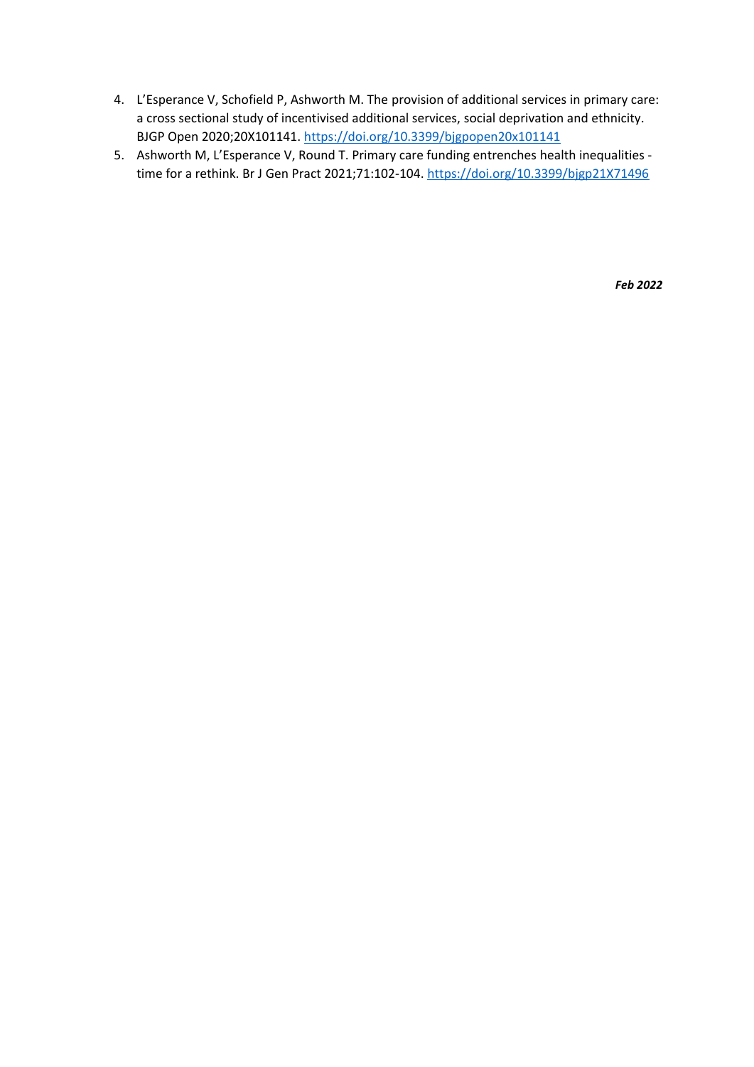4. L'Esperance V, Schofield P, Ashworth M. The provision of additional services in primary care: a cross sectional study of incentivised additional services, social deprivation and ethnicity. BJGP Open 2020;20X101141. https://doi.org/10.3399/bjgpopen20x101141
5. Ashworth M, L'Esperance V, Round T. Primary care funding entrenches health inequalities - time for a rethink. Br J Gen Pract 2021;71:102-104. https://doi.org/10.3399/bjgp21X71496

***Feb 2022***